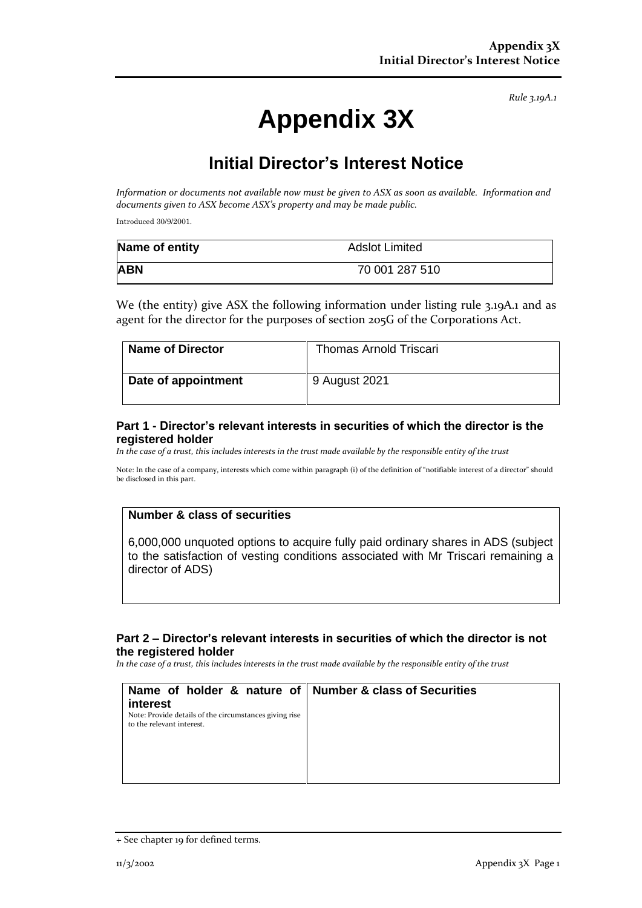*Rule 3.19A.1*

# Appendix 3X

## Initial Director's Interest Notice

*Information or documents not available now must be given to ASX as soon as available. Information and documents given to ASX become ASX's property and may be made public.*

Introduced 30/9/2001.

| **Name of entity** | Adslot Limited |
|---|---|
| **ABN** | 70 001 287 510 |

We (the entity) give ASX the following information under listing rule 3.19A.1 and as agent for the director for the purposes of section 205G of the Corporations Act.

| **Name of Director** | Thomas Arnold Triscari |
|---|---|
| **Date of appointment** | 9 August 2021 |

### Part 1 - Director's relevant interests in securities of which the director is the registered holder

*In the case of a trust, this includes interests in the trust made available by the responsible entity of the trust*

Note: In the case of a company, interests which come within paragraph (i) of the definition of "notifiable interest of a director" should be disclosed in this part.

| **Number & class of securities** |
|---|
| 6,000,000 unquoted options to acquire fully paid ordinary shares in ADS (subject to the satisfaction of vesting conditions associated with Mr Triscari remaining a director of ADS) |

### Part 2 – Director's relevant interests in securities of which the director is not the registered holder

*In the case of a trust, this includes interests in the trust made available by the responsible entity of the trust*

| **Name of holder & nature of interest**<br>Note: Provide details of the circumstances giving rise to the relevant interest. | **Number & class of Securities** |
|---|---|
| | |

+ See chapter 19 for defined terms.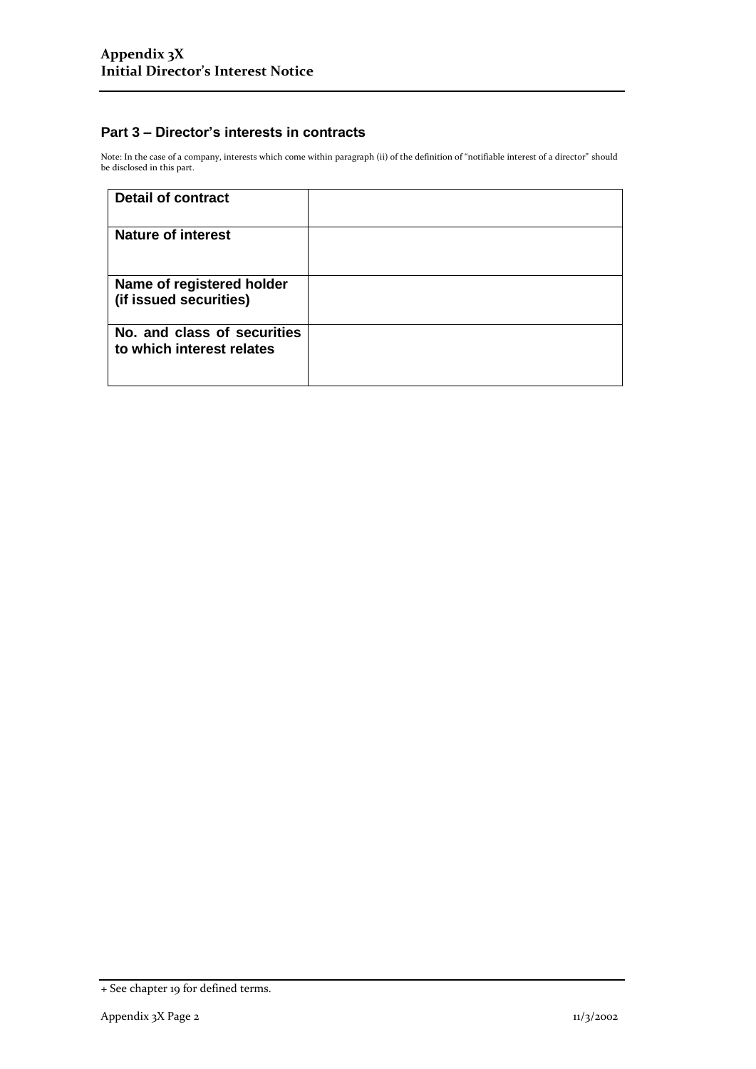## Part 3 – Director's interests in contracts

Note: In the case of a company, interests which come within paragraph (ii) of the definition of "notifiable interest of a director" should be disclosed in this part.

| | |
|---|---|
| **Detail of contract** | |
| **Nature of interest** | |
| **Name of registered holder (if issued securities)** | |
| **No. and class of securities to which interest relates** | |

+ See chapter 19 for defined terms.